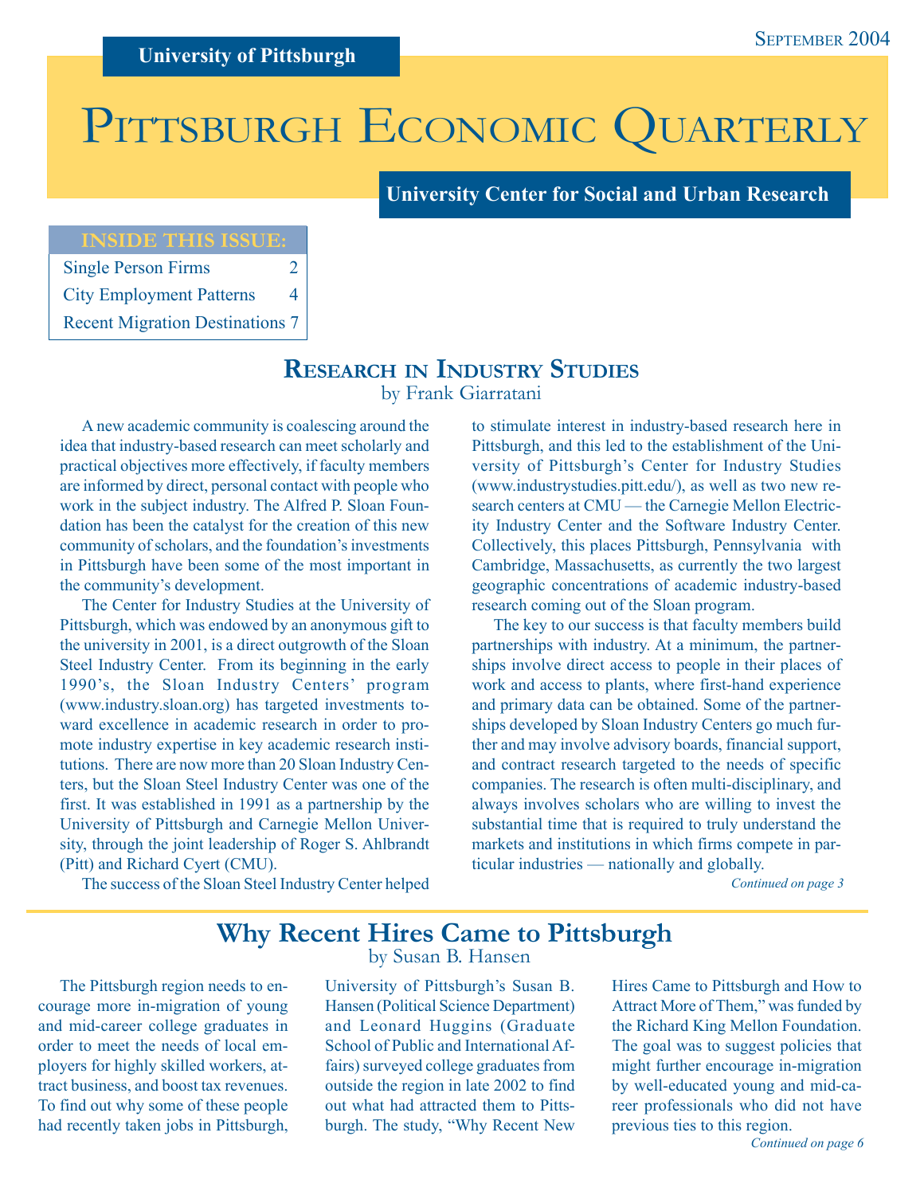University of Pittsburgh

September 2004

# Pittsburgh Economic Quarterly

University Center for Social and Urban Research

| INSIDE THIS ISSUE: | |
|---|---|
| Single Person Firms | 2 |
| City Employment Patterns | 4 |
| Recent Migration Destinations | 7 |

## Research in Industry Studies

by Frank Giarratani

A new academic community is coalescing around the idea that industry-based research can meet scholarly and practical objectives more effectively, if faculty members are informed by direct, personal contact with people who work in the subject industry. The Alfred P. Sloan Foundation has been the catalyst for the creation of this new community of scholars, and the foundation's investments in Pittsburgh have been some of the most important in the community's development.

The Center for Industry Studies at the University of Pittsburgh, which was endowed by an anonymous gift to the university in 2001, is a direct outgrowth of the Sloan Steel Industry Center. From its beginning in the early 1990's, the Sloan Industry Centers' program (www.industry.sloan.org) has targeted investments toward excellence in academic research in order to promote industry expertise in key academic research institutions. There are now more than 20 Sloan Industry Centers, but the Sloan Steel Industry Center was one of the first. It was established in 1991 as a partnership by the University of Pittsburgh and Carnegie Mellon University, through the joint leadership of Roger S. Ahlbrandt (Pitt) and Richard Cyert (CMU).

The success of the Sloan Steel Industry Center helped to stimulate interest in industry-based research here in Pittsburgh, and this led to the establishment of the University of Pittsburgh's Center for Industry Studies (www.industrystudies.pitt.edu/), as well as two new research centers at CMU — the Carnegie Mellon Electricity Industry Center and the Software Industry Center. Collectively, this places Pittsburgh, Pennsylvania with Cambridge, Massachusetts, as currently the two largest geographic concentrations of academic industry-based research coming out of the Sloan program.

The key to our success is that faculty members build partnerships with industry. At a minimum, the partnerships involve direct access to people in their places of work and access to plants, where first-hand experience and primary data can be obtained. Some of the partnerships developed by Sloan Industry Centers go much further and may involve advisory boards, financial support, and contract research targeted to the needs of specific companies. The research is often multi-disciplinary, and always involves scholars who are willing to invest the substantial time that is required to truly understand the markets and institutions in which firms compete in particular industries — nationally and globally.

*Continued on page 3*

## Why Recent Hires Came to Pittsburgh

by Susan B. Hansen

The Pittsburgh region needs to encourage more in-migration of young and mid-career college graduates in order to meet the needs of local employers for highly skilled workers, attract business, and boost tax revenues. To find out why some of these people had recently taken jobs in Pittsburgh, University of Pittsburgh's Susan B. Hansen (Political Science Department) and Leonard Huggins (Graduate School of Public and International Affairs) surveyed college graduates from outside the region in late 2002 to find out what had attracted them to Pittsburgh. The study, "Why Recent New Hires Came to Pittsburgh and How to Attract More of Them," was funded by the Richard King Mellon Foundation. The goal was to suggest policies that might further encourage in-migration by well-educated young and mid-career professionals who did not have previous ties to this region.

*Continued on page 6*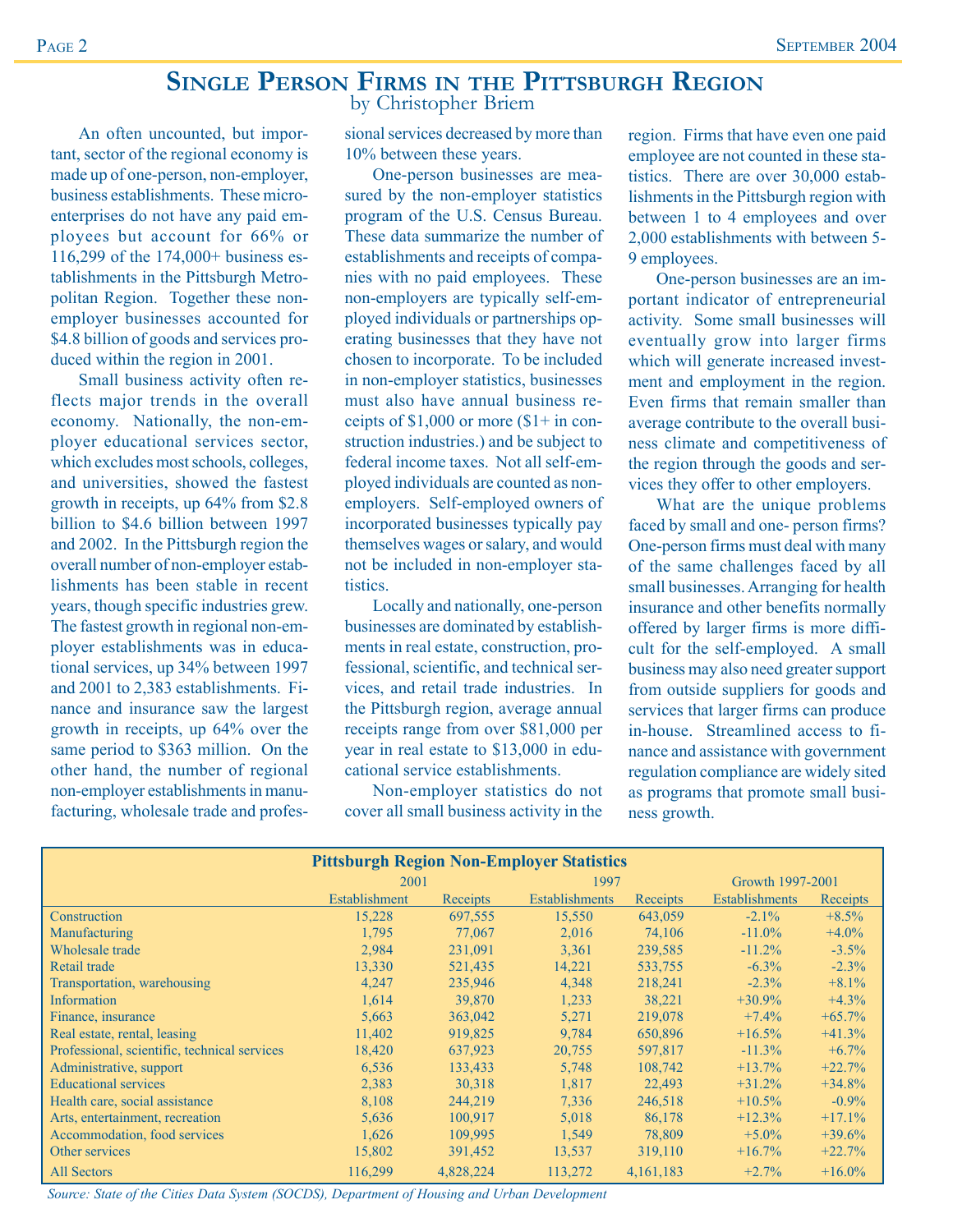# Single Person Firms in the Pittsburgh Region

by Christopher Briem

An often uncounted, but important, sector of the regional economy is made up of one-person, non-employer, business establishments. These micro-enterprises do not have any paid employees but account for 66% or 116,299 of the 174,000+ business establishments in the Pittsburgh Metropolitan Region. Together these non-employer businesses accounted for $4.8 billion of goods and services produced within the region in 2001.

Small business activity often reflects major trends in the overall economy. Nationally, the non-employer educational services sector, which excludes most schools, colleges, and universities, showed the fastest growth in receipts, up 64% from $2.8 billion to $4.6 billion between 1997 and 2002. In the Pittsburgh region the overall number of non-employer establishments has been stable in recent years, though specific industries grew. The fastest growth in regional non-employer establishments was in educational services, up 34% between 1997 and 2001 to 2,383 establishments. Finance and insurance saw the largest growth in receipts, up 64% over the same period to $363 million. On the other hand, the number of regional non-employer establishments in manufacturing, wholesale trade and professional services decreased by more than 10% between these years.

One-person businesses are measured by the non-employer statistics program of the U.S. Census Bureau. These data summarize the number of establishments and receipts of companies with no paid employees. These non-employers are typically self-employed individuals or partnerships operating businesses that they have not chosen to incorporate. To be included in non-employer statistics, businesses must also have annual business receipts of $1,000 or more ($1+ in construction industries.) and be subject to federal income taxes. Not all self-employed individuals are counted as non-employers. Self-employed owners of incorporated businesses typically pay themselves wages or salary, and would not be included in non-employer statistics.

Locally and nationally, one-person businesses are dominated by establishments in real estate, construction, professional, scientific, and technical services, and retail trade industries. In the Pittsburgh region, average annual receipts range from over $81,000 per year in real estate to $13,000 in educational service establishments.

Non-employer statistics do not cover all small business activity in the region. Firms that have even one paid employee are not counted in these statistics. There are over 30,000 establishments in the Pittsburgh region with between 1 to 4 employees and over 2,000 establishments with between 5-9 employees.

One-person businesses are an important indicator of entrepreneurial activity. Some small businesses will eventually grow into larger firms which will generate increased investment and employment in the region. Even firms that remain smaller than average contribute to the overall business climate and competitiveness of the region through the goods and services they offer to other employers.

What are the unique problems faced by small and one- person firms? One-person firms must deal with many of the same challenges faced by all small businesses. Arranging for health insurance and other benefits normally offered by larger firms is more difficult for the self-employed. A small business may also need greater support from outside suppliers for goods and services that larger firms can produce in-house. Streamlined access to finance and assistance with government regulation compliance are widely sited as programs that promote small business growth.

**Pittsburgh Region Non-Employer Statistics**

| | 2001 | | 1997 | | Growth 1997-2001 | |
|---|---|---|---|---|---|---|
| | Establishment | Receipts | Establishments | Receipts | Establishments | Receipts |
| Construction | 15,228 | 697,555 | 15,550 | 643,059 | -2.1% | +8.5% |
| Manufacturing | 1,795 | 77,067 | 2,016 | 74,106 | -11.0% | +4.0% |
| Wholesale trade | 2,984 | 231,091 | 3,361 | 239,585 | -11.2% | -3.5% |
| Retail trade | 13,330 | 521,435 | 14,221 | 533,755 | -6.3% | -2.3% |
| Transportation, warehousing | 4,247 | 235,946 | 4,348 | 218,241 | -2.3% | +8.1% |
| Information | 1,614 | 39,870 | 1,233 | 38,221 | +30.9% | +4.3% |
| Finance, insurance | 5,663 | 363,042 | 5,271 | 219,078 | +7.4% | +65.7% |
| Real estate, rental, leasing | 11,402 | 919,825 | 9,784 | 650,896 | +16.5% | +41.3% |
| Professional, scientific, technical services | 18,420 | 637,923 | 20,755 | 597,817 | -11.3% | +6.7% |
| Administrative, support | 6,536 | 133,433 | 5,748 | 108,742 | +13.7% | +22.7% |
| Educational services | 2,383 | 30,318 | 1,817 | 22,493 | +31.2% | +34.8% |
| Health care, social assistance | 8,108 | 244,219 | 7,336 | 246,518 | +10.5% | -0.9% |
| Arts, entertainment, recreation | 5,636 | 100,917 | 5,018 | 86,178 | +12.3% | +17.1% |
| Accommodation, food services | 1,626 | 109,995 | 1,549 | 78,809 | +5.0% | +39.6% |
| Other services | 15,802 | 391,452 | 13,537 | 319,110 | +16.7% | +22.7% |
| All Sectors | 116,299 | 4,828,224 | 113,272 | 4,161,183 | +2.7% | +16.0% |

*Source: State of the Cities Data System (SOCDS), Department of Housing and Urban Development*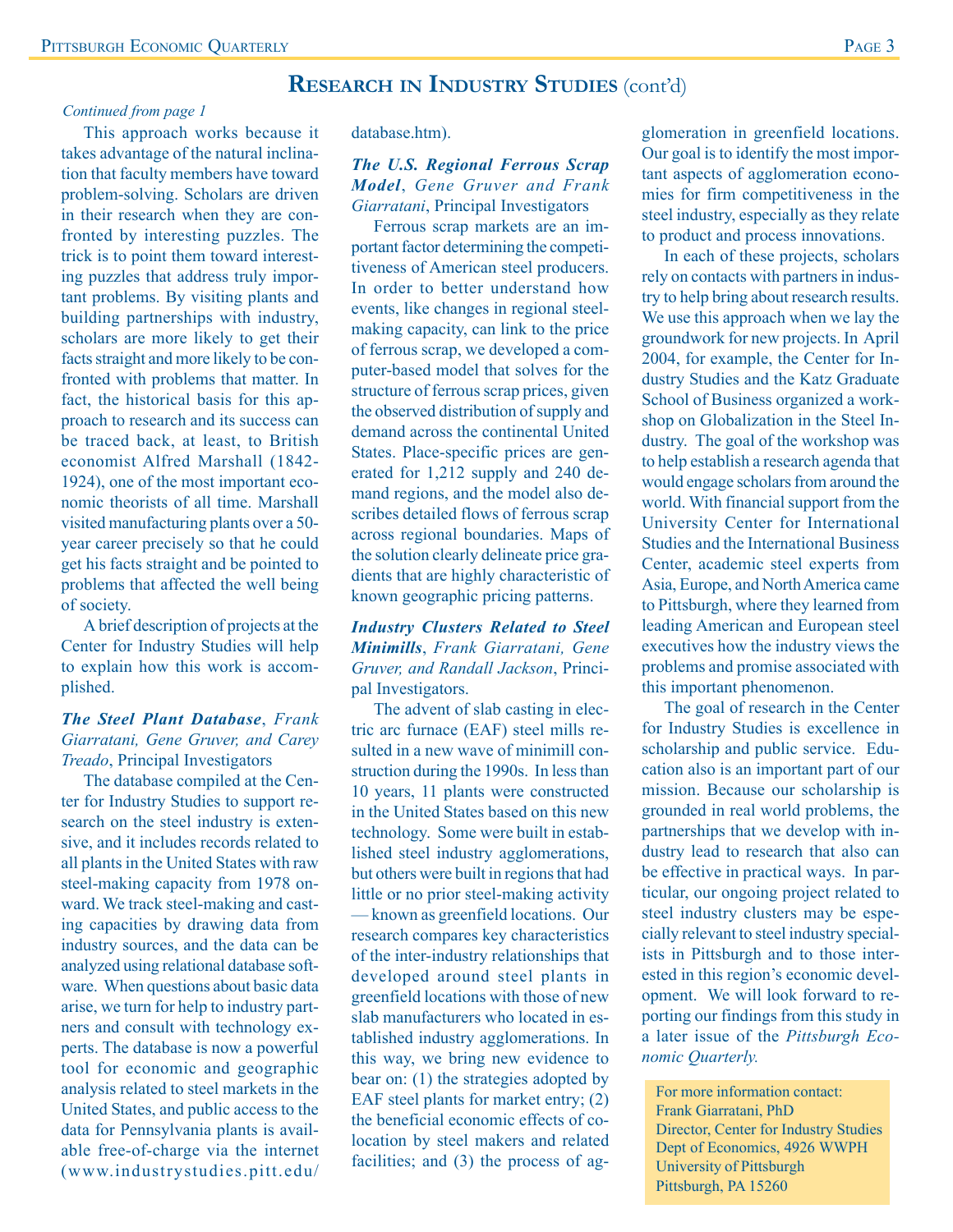## Research in Industry Studies (cont'd)

*Continued from page 1*

This approach works because it takes advantage of the natural inclination that faculty members have toward problem-solving. Scholars are driven in their research when they are confronted by interesting puzzles. The trick is to point them toward interesting puzzles that address truly important problems. By visiting plants and building partnerships with industry, scholars are more likely to get their facts straight and more likely to be confronted with problems that matter. In fact, the historical basis for this approach to research and its success can be traced back, at least, to British economist Alfred Marshall (1842-1924), one of the most important economic theorists of all time. Marshall visited manufacturing plants over a 50-year career precisely so that he could get his facts straight and be pointed to problems that affected the well being of society.

A brief description of projects at the Center for Industry Studies will help to explain how this work is accomplished.

***The Steel Plant Database***, *Frank Giarratani, Gene Gruver, and Carey Treado*, Principal Investigators

The database compiled at the Center for Industry Studies to support research on the steel industry is extensive, and it includes records related to all plants in the United States with raw steel-making capacity from 1978 onward. We track steel-making and casting capacities by drawing data from industry sources, and the data can be analyzed using relational database software. When questions about basic data arise, we turn for help to industry partners and consult with technology experts. The database is now a powerful tool for economic and geographic analysis related to steel markets in the United States, and public access to the data for Pennsylvania plants is available free-of-charge via the internet (www.industrystudies.pitt.edu/database.htm).

***The U.S. Regional Ferrous Scrap Model***, *Gene Gruver and Frank Giarratani*, Principal Investigators

Ferrous scrap markets are an important factor determining the competitiveness of American steel producers. In order to better understand how events, like changes in regional steelmaking capacity, can link to the price of ferrous scrap, we developed a computer-based model that solves for the structure of ferrous scrap prices, given the observed distribution of supply and demand across the continental United States. Place-specific prices are generated for 1,212 supply and 240 demand regions, and the model also describes detailed flows of ferrous scrap across regional boundaries. Maps of the solution clearly delineate price gradients that are highly characteristic of known geographic pricing patterns.

***Industry Clusters Related to Steel Minimills***, *Frank Giarratani, Gene Gruver, and Randall Jackson*, Principal Investigators.

The advent of slab casting in electric arc furnace (EAF) steel mills resulted in a new wave of minimill construction during the 1990s. In less than 10 years, 11 plants were constructed in the United States based on this new technology. Some were built in established steel industry agglomerations, but others were built in regions that had little or no prior steel-making activity — known as greenfield locations. Our research compares key characteristics of the inter-industry relationships that developed around steel plants in greenfield locations with those of new slab manufacturers who located in established industry agglomerations. In this way, we bring new evidence to bear on: (1) the strategies adopted by EAF steel plants for market entry; (2) the beneficial economic effects of colocation by steel makers and related facilities; and (3) the process of agglomeration in greenfield locations. Our goal is to identify the most important aspects of agglomeration economies for firm competitiveness in the steel industry, especially as they relate to product and process innovations.

In each of these projects, scholars rely on contacts with partners in industry to help bring about research results. We use this approach when we lay the groundwork for new projects. In April 2004, for example, the Center for Industry Studies and the Katz Graduate School of Business organized a workshop on Globalization in the Steel Industry. The goal of the workshop was to help establish a research agenda that would engage scholars from around the world. With financial support from the University Center for International Studies and the International Business Center, academic steel experts from Asia, Europe, and North America came to Pittsburgh, where they learned from leading American and European steel executives how the industry views the problems and promise associated with this important phenomenon.

The goal of research in the Center for Industry Studies is excellence in scholarship and public service. Education also is an important part of our mission. Because our scholarship is grounded in real world problems, the partnerships that we develop with industry lead to research that also can be effective in practical ways. In particular, our ongoing project related to steel industry clusters may be especially relevant to steel industry specialists in Pittsburgh and to those interested in this region's economic development. We will look forward to reporting our findings from this study in a later issue of the *Pittsburgh Economic Quarterly.*

For more information contact:
Frank Giarratani, PhD
Director, Center for Industry Studies
Dept of Economics, 4926 WWPH
University of Pittsburgh
Pittsburgh, PA 15260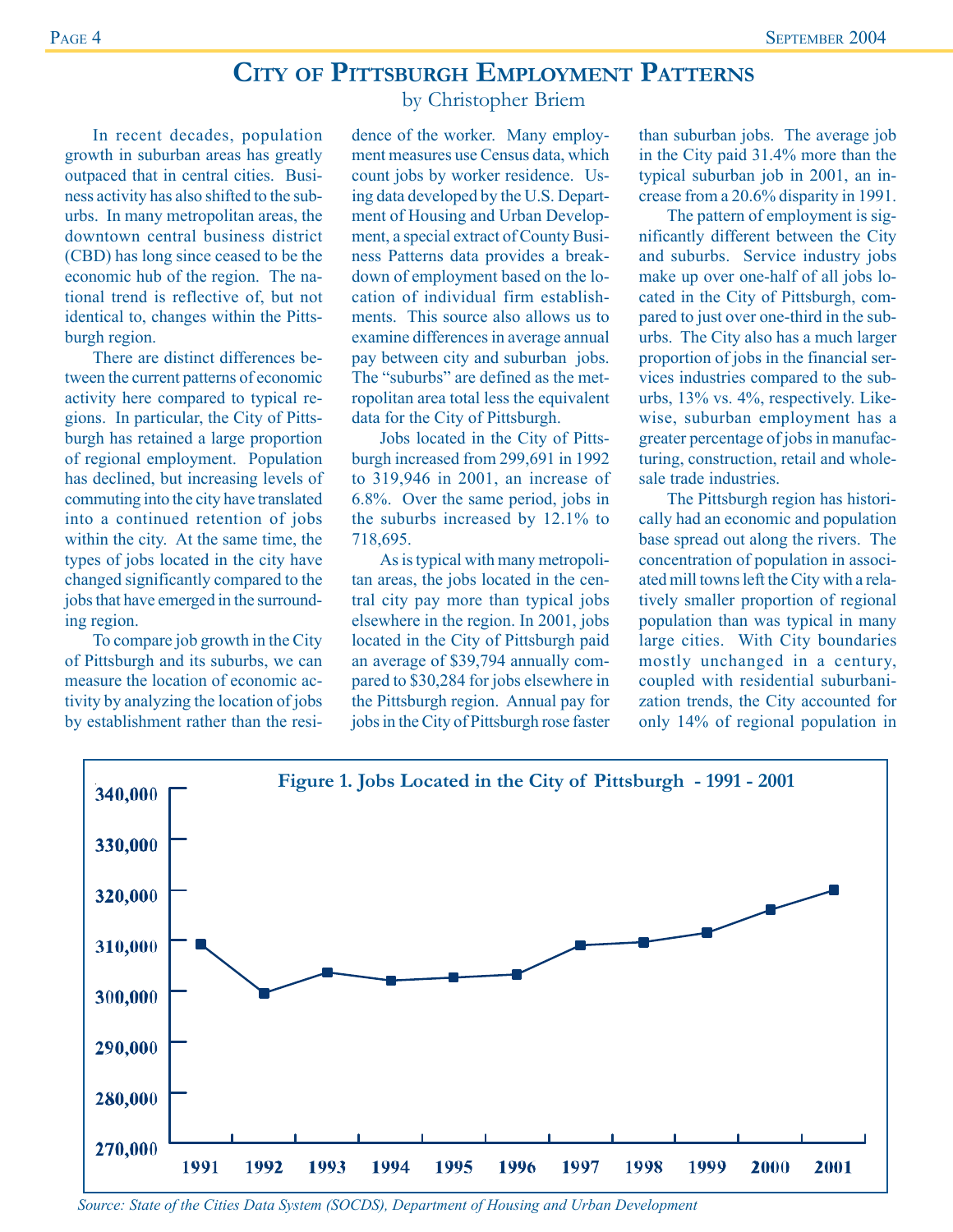# City of Pittsburgh Employment Patterns

by Christopher Briem

In recent decades, population growth in suburban areas has greatly outpaced that in central cities. Business activity has also shifted to the suburbs. In many metropolitan areas, the downtown central business district (CBD) has long since ceased to be the economic hub of the region. The national trend is reflective of, but not identical to, changes within the Pittsburgh region.

There are distinct differences between the current patterns of economic activity here compared to typical regions. In particular, the City of Pittsburgh has retained a large proportion of regional employment. Population has declined, but increasing levels of commuting into the city have translated into a continued retention of jobs within the city. At the same time, the types of jobs located in the city have changed significantly compared to the jobs that have emerged in the surrounding region.

To compare job growth in the City of Pittsburgh and its suburbs, we can measure the location of economic activity by analyzing the location of jobs by establishment rather than the residence of the worker. Many employment measures use Census data, which count jobs by worker residence. Using data developed by the U.S. Department of Housing and Urban Development, a special extract of County Business Patterns data provides a breakdown of employment based on the location of individual firm establishments. This source also allows us to examine differences in average annual pay between city and suburban jobs. The "suburbs" are defined as the metropolitan area total less the equivalent data for the City of Pittsburgh.

Jobs located in the City of Pittsburgh increased from 299,691 in 1992 to 319,946 in 2001, an increase of 6.8%. Over the same period, jobs in the suburbs increased by 12.1% to 718,695.

As is typical with many metropolitan areas, the jobs located in the central city pay more than typical jobs elsewhere in the region. In 2001, jobs located in the City of Pittsburgh paid an average of $39,794 annually compared to $30,284 for jobs elsewhere in the Pittsburgh region. Annual pay for jobs in the City of Pittsburgh rose faster than suburban jobs. The average job in the City paid 31.4% more than the typical suburban job in 2001, an increase from a 20.6% disparity in 1991.

The pattern of employment is significantly different between the City and suburbs. Service industry jobs make up over one-half of all jobs located in the City of Pittsburgh, compared to just over one-third in the suburbs. The City also has a much larger proportion of jobs in the financial services industries compared to the suburbs, 13% vs. 4%, respectively. Likewise, suburban employment has a greater percentage of jobs in manufacturing, construction, retail and wholesale trade industries.

The Pittsburgh region has historically had an economic and population base spread out along the rivers. The concentration of population in associated mill towns left the City with a relatively smaller proportion of regional population than was typical in many large cities. With City boundaries mostly unchanged in a century, coupled with residential suburbanization trends, the City accounted for only 14% of regional population in

**Figure 1. Jobs Located in the City of Pittsburgh - 1991 - 2001**

*Source: State of the Cities Data System (SOCDS), Department of Housing and Urban Development*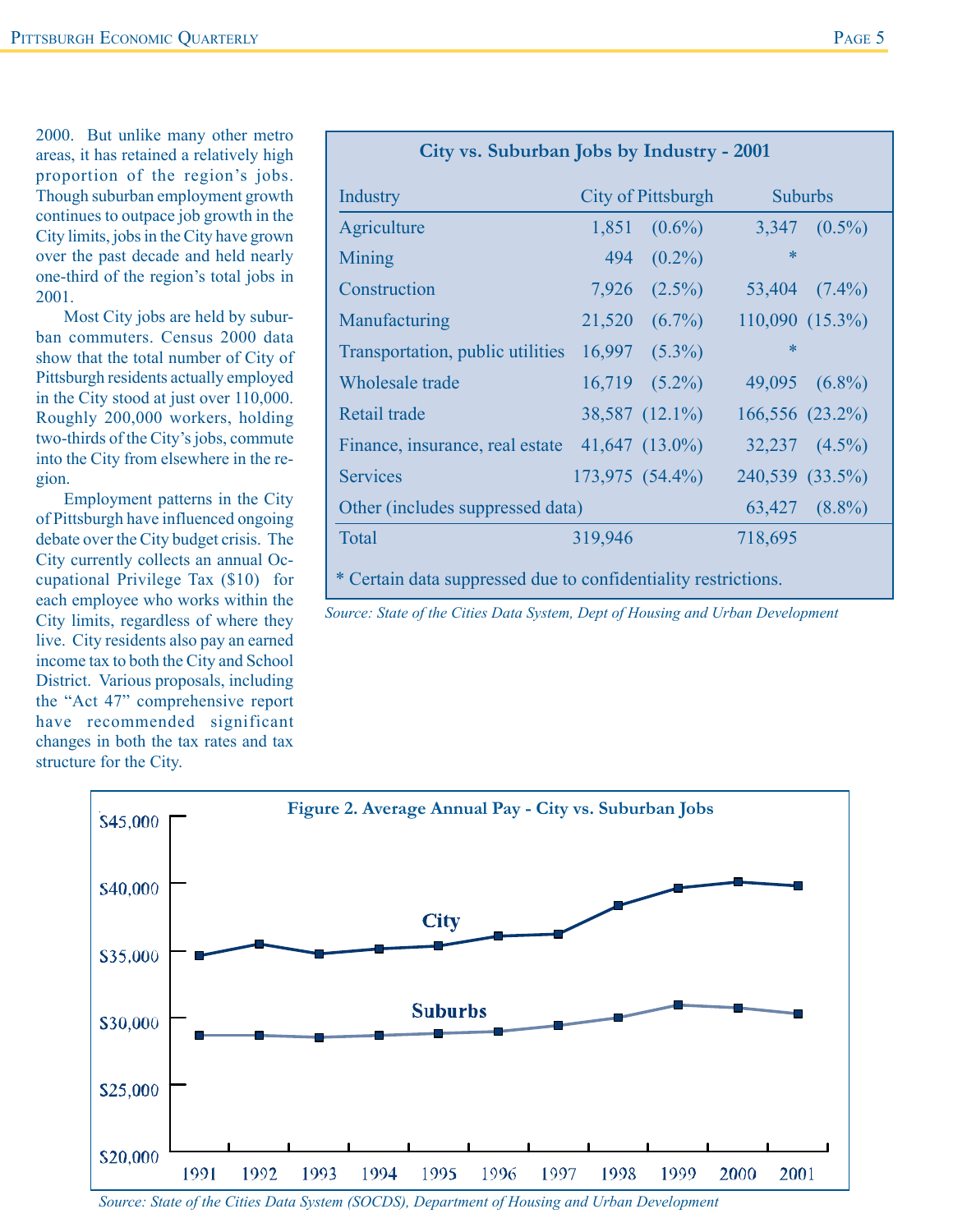2000. But unlike many other metro areas, it has retained a relatively high proportion of the region's jobs. Though suburban employment growth continues to outpace job growth in the City limits, jobs in the City have grown over the past decade and held nearly one-third of the region's total jobs in 2001.

Most City jobs are held by suburban commuters. Census 2000 data show that the total number of City of Pittsburgh residents actually employed in the City stood at just over 110,000. Roughly 200,000 workers, holding two-thirds of the City's jobs, commute into the City from elsewhere in the region.

Employment patterns in the City of Pittsburgh have influenced ongoing debate over the City budget crisis. The City currently collects an annual Occupational Privilege Tax ($10) for each employee who works within the City limits, regardless of where they live. City residents also pay an earned income tax to both the City and School District. Various proposals, including the "Act 47" comprehensive report have recommended significant changes in both the tax rates and tax structure for the City.

**City vs. Suburban Jobs by Industry - 2001**

| Industry | City of Pittsburgh | | Suburbs | |
|---|---|---|---|---|
| Agriculture | 1,851 | (0.6%) | 3,347 | (0.5%) |
| Mining | 494 | (0.2%) | * | |
| Construction | 7,926 | (2.5%) | 53,404 | (7.4%) |
| Manufacturing | 21,520 | (6.7%) | 110,090 | (15.3%) |
| Transportation, public utilities | 16,997 | (5.3%) | * | |
| Wholesale trade | 16,719 | (5.2%) | 49,095 | (6.8%) |
| Retail trade | 38,587 | (12.1%) | 166,556 | (23.2%) |
| Finance, insurance, real estate | 41,647 | (13.0%) | 32,237 | (4.5%) |
| Services | 173,975 | (54.4%) | 240,539 | (33.5%) |
| Other (includes suppressed data) | | | 63,427 | (8.8%) |
| Total | 319,946 | | 718,695 | |

* Certain data suppressed due to confidentiality restrictions.

*Source: State of the Cities Data System, Dept of Housing and Urban Development*

**Figure 2. Average Annual Pay - City vs. Suburban Jobs**

*Source: State of the Cities Data System (SOCDS), Department of Housing and Urban Development*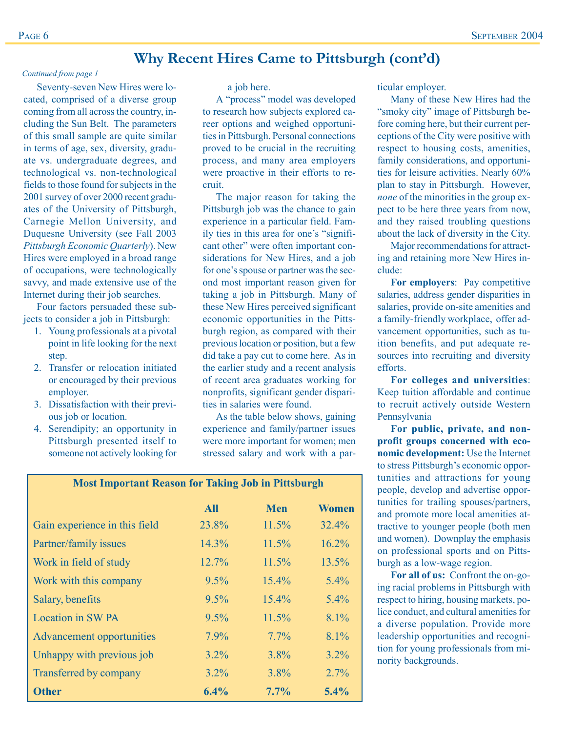# Why Recent Hires Came to Pittsburgh (cont'd)

*Continued from page 1*

Seventy-seven New Hires were located, comprised of a diverse group coming from all across the country, including the Sun Belt. The parameters of this small sample are quite similar in terms of age, sex, diversity, graduate vs. undergraduate degrees, and technological vs. non-technological fields to those found for subjects in the 2001 survey of over 2000 recent graduates of the University of Pittsburgh, Carnegie Mellon University, and Duquesne University (see Fall 2003 *Pittsburgh Economic Quarterly*). New Hires were employed in a broad range of occupations, were technologically savvy, and made extensive use of the Internet during their job searches.

Four factors persuaded these subjects to consider a job in Pittsburgh:

1. Young professionals at a pivotal point in life looking for the next step.
2. Transfer or relocation initiated or encouraged by their previous employer.
3. Dissatisfaction with their previous job or location.
4. Serendipity; an opportunity in Pittsburgh presented itself to someone not actively looking for a job here.

A "process" model was developed to research how subjects explored career options and weighed opportunities in Pittsburgh. Personal connections proved to be crucial in the recruiting process, and many area employers were proactive in their efforts to recruit.

The major reason for taking the Pittsburgh job was the chance to gain experience in a particular field. Family ties in this area for one's "significant other" were often important considerations for New Hires, and a job for one's spouse or partner was the second most important reason given for taking a job in Pittsburgh. Many of these New Hires perceived significant economic opportunities in the Pittsburgh region, as compared with their previous location or position, but a few did take a pay cut to come here. As in the earlier study and a recent analysis of recent area graduates working for nonprofits, significant gender disparities in salaries were found.

As the table below shows, gaining experience and family/partner issues were more important for women; men stressed salary and work with a particular employer.

Many of these New Hires had the "smoky city" image of Pittsburgh before coming here, but their current perceptions of the City were positive with respect to housing costs, amenities, family considerations, and opportunities for leisure activities. Nearly 60% plan to stay in Pittsburgh. However, *none* of the minorities in the group expect to be here three years from now, and they raised troubling questions about the lack of diversity in the City.

Major recommendations for attracting and retaining more New Hires include:

**For employers**: Pay competitive salaries, address gender disparities in salaries, provide on-site amenities and a family-friendly workplace, offer advancement opportunities, such as tuition benefits, and put adequate resources into recruiting and diversity efforts.

**For colleges and universities**: Keep tuition affordable and continue to recruit actively outside Western Pennsylvania

**For public, private, and nonprofit groups concerned with economic development:** Use the Internet to stress Pittsburgh's economic opportunities and attractions for young people, develop and advertise opportunities for trailing spouses/partners, and promote more local amenities attractive to younger people (both men and women). Downplay the emphasis on professional sports and on Pittsburgh as a low-wage region.

**For all of us:** Confront the on-going racial problems in Pittsburgh with respect to hiring, housing markets, police conduct, and cultural amenities for a diverse population. Provide more leadership opportunities and recognition for young professionals from minority backgrounds.

**Most Important Reason for Taking Job in Pittsburgh**

| | All | Men | Women |
|---|---|---|---|
| Gain experience in this field | 23.8% | 11.5% | 32.4% |
| Partner/family issues | 14.3% | 11.5% | 16.2% |
| Work in field of study | 12.7% | 11.5% | 13.5% |
| Work with this company | 9.5% | 15.4% | 5.4% |
| Salary, benefits | 9.5% | 15.4% | 5.4% |
| Location in SW PA | 9.5% | 11.5% | 8.1% |
| Advancement opportunities | 7.9% | 7.7% | 8.1% |
| Unhappy with previous job | 3.2% | 3.8% | 3.2% |
| Transferred by company | 3.2% | 3.8% | 2.7% |
| **Other** | **6.4%** | **7.7%** | **5.4%** |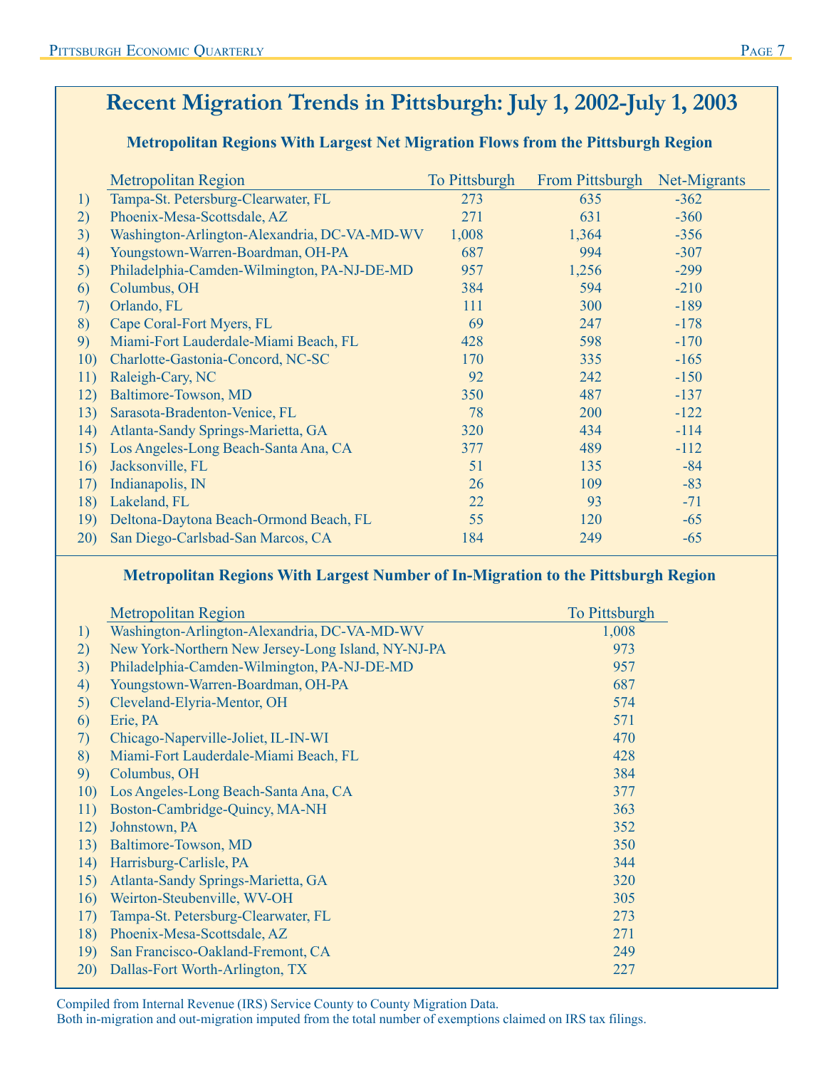# Recent Migration Trends in Pittsburgh: July 1, 2002-July 1, 2003

### Metropolitan Regions With Largest Net Migration Flows from the Pittsburgh Region

| | Metropolitan Region | To Pittsburgh | From Pittsburgh | Net-Migrants |
|---|---|---|---|---|
| 1) | Tampa-St. Petersburg-Clearwater, FL | 273 | 635 | -362 |
| 2) | Phoenix-Mesa-Scottsdale, AZ | 271 | 631 | -360 |
| 3) | Washington-Arlington-Alexandria, DC-VA-MD-WV | 1,008 | 1,364 | -356 |
| 4) | Youngstown-Warren-Boardman, OH-PA | 687 | 994 | -307 |
| 5) | Philadelphia-Camden-Wilmington, PA-NJ-DE-MD | 957 | 1,256 | -299 |
| 6) | Columbus, OH | 384 | 594 | -210 |
| 7) | Orlando, FL | 111 | 300 | -189 |
| 8) | Cape Coral-Fort Myers, FL | 69 | 247 | -178 |
| 9) | Miami-Fort Lauderdale-Miami Beach, FL | 428 | 598 | -170 |
| 10) | Charlotte-Gastonia-Concord, NC-SC | 170 | 335 | -165 |
| 11) | Raleigh-Cary, NC | 92 | 242 | -150 |
| 12) | Baltimore-Towson, MD | 350 | 487 | -137 |
| 13) | Sarasota-Bradenton-Venice, FL | 78 | 200 | -122 |
| 14) | Atlanta-Sandy Springs-Marietta, GA | 320 | 434 | -114 |
| 15) | Los Angeles-Long Beach-Santa Ana, CA | 377 | 489 | -112 |
| 16) | Jacksonville, FL | 51 | 135 | -84 |
| 17) | Indianapolis, IN | 26 | 109 | -83 |
| 18) | Lakeland, FL | 22 | 93 | -71 |
| 19) | Deltona-Daytona Beach-Ormond Beach, FL | 55 | 120 | -65 |
| 20) | San Diego-Carlsbad-San Marcos, CA | 184 | 249 | -65 |

### Metropolitan Regions With Largest Number of In-Migration to the Pittsburgh Region

| | Metropolitan Region | To Pittsburgh |
|---|---|---|
| 1) | Washington-Arlington-Alexandria, DC-VA-MD-WV | 1,008 |
| 2) | New York-Northern New Jersey-Long Island, NY-NJ-PA | 973 |
| 3) | Philadelphia-Camden-Wilmington, PA-NJ-DE-MD | 957 |
| 4) | Youngstown-Warren-Boardman, OH-PA | 687 |
| 5) | Cleveland-Elyria-Mentor, OH | 574 |
| 6) | Erie, PA | 571 |
| 7) | Chicago-Naperville-Joliet, IL-IN-WI | 470 |
| 8) | Miami-Fort Lauderdale-Miami Beach, FL | 428 |
| 9) | Columbus, OH | 384 |
| 10) | Los Angeles-Long Beach-Santa Ana, CA | 377 |
| 11) | Boston-Cambridge-Quincy, MA-NH | 363 |
| 12) | Johnstown, PA | 352 |
| 13) | Baltimore-Towson, MD | 350 |
| 14) | Harrisburg-Carlisle, PA | 344 |
| 15) | Atlanta-Sandy Springs-Marietta, GA | 320 |
| 16) | Weirton-Steubenville, WV-OH | 305 |
| 17) | Tampa-St. Petersburg-Clearwater, FL | 273 |
| 18) | Phoenix-Mesa-Scottsdale, AZ | 271 |
| 19) | San Francisco-Oakland-Fremont, CA | 249 |
| 20) | Dallas-Fort Worth-Arlington, TX | 227 |

Compiled from Internal Revenue (IRS) Service County to County Migration Data.
Both in-migration and out-migration imputed from the total number of exemptions claimed on IRS tax filings.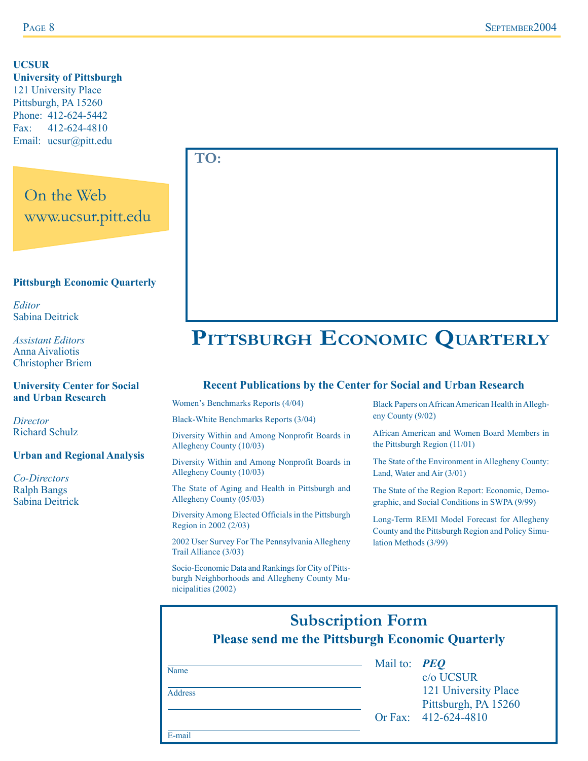**UCSUR**
**University of Pittsburgh**
121 University Place
Pittsburgh, PA 15260
Phone: 412-624-5442
Fax: 412-624-4810
Email: ucsur@pitt.edu

On the Web
www.ucsur.pitt.edu

**Pittsburgh Economic Quarterly**

*Editor*
Sabina Deitrick

*Assistant Editors*
Anna Aivaliotis
Christopher Briem

**University Center for Social and Urban Research**

*Director*
Richard Schulz

**Urban and Regional Analysis**

*Co-Directors*
Ralph Bangs
Sabina Deitrick

**TO:**

# Pittsburgh Economic Quarterly

### Recent Publications by the Center for Social and Urban Research

Women's Benchmarks Reports (4/04)

Black-White Benchmarks Reports (3/04)

Diversity Within and Among Nonprofit Boards in Allegheny County (10/03)

Diversity Within and Among Nonprofit Boards in Allegheny County (10/03)

The State of Aging and Health in Pittsburgh and Allegheny County (05/03)

Diversity Among Elected Officials in the Pittsburgh Region in 2002 (2/03)

2002 User Survey For The Pennsylvania Allegheny Trail Alliance (3/03)

Socio-Economic Data and Rankings for City of Pittsburgh Neighborhoods and Allegheny County Municipalities (2002)

Black Papers on African American Health in Allegheny County (9/02)

African American and Women Board Members in the Pittsburgh Region (11/01)

The State of the Environment in Allegheny County: Land, Water and Air (3/01)

The State of the Region Report: Economic, Demographic, and Social Conditions in SWPA (9/99)

Long-Term REMI Model Forecast for Allegheny County and the Pittsburgh Region and Policy Simulation Methods (3/99)

## Subscription Form

### Please send me the Pittsburgh Economic Quarterly

Name

Address

E-mail

Mail to: ***PEQ***
c/o UCSUR
121 University Place
Pittsburgh, PA 15260
Or Fax: 412-624-4810